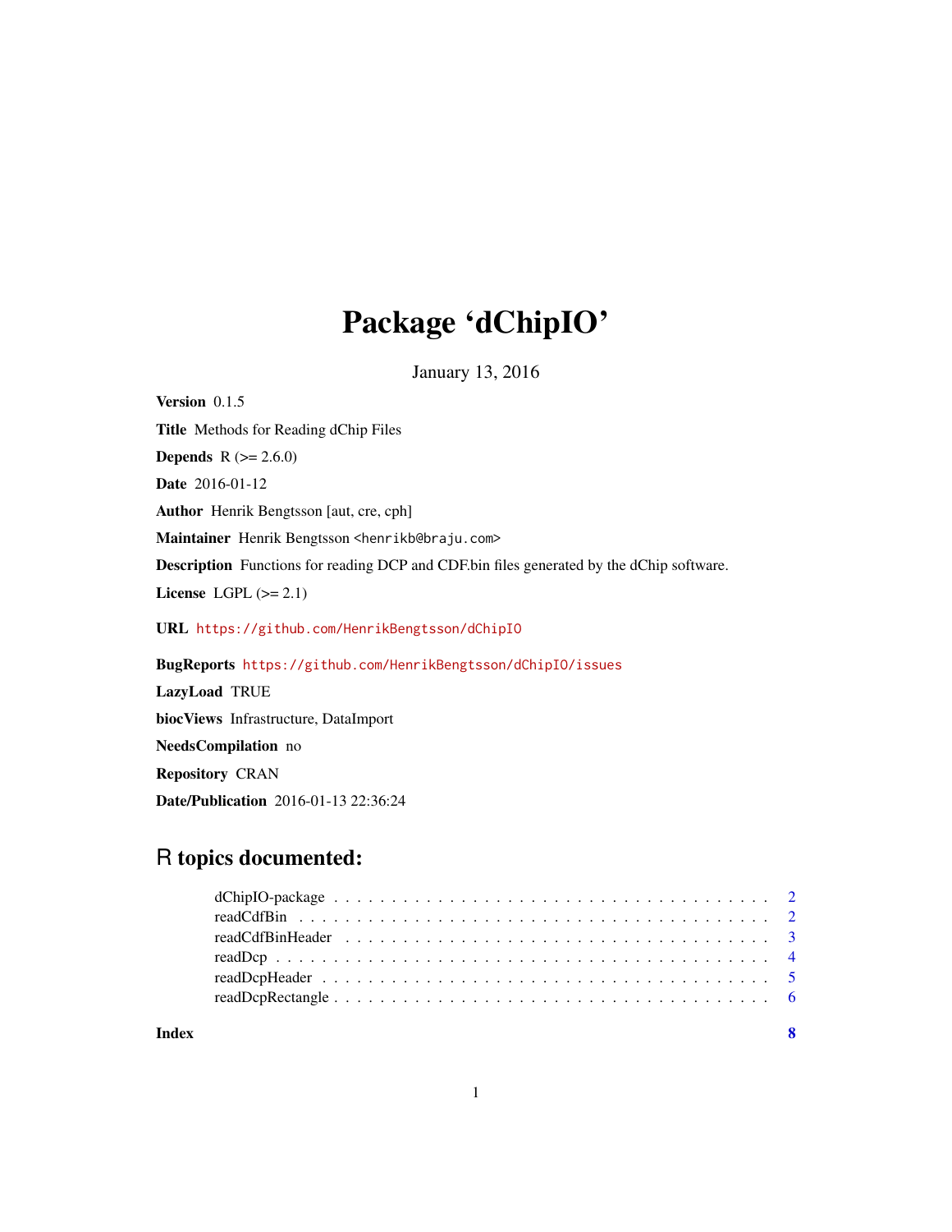# Package 'dChipIO'

January 13, 2016

**Version** 0.1.5

**Title** Methods for Reading dChip Files

**Depends** R (>= 2.6.0)

**Date** 2016-01-12

**Author** Henrik Bengtsson [aut, cre, cph]

**Maintainer** Henrik Bengtsson <henrikb@braju.com>

**Description** Functions for reading DCP and CDF.bin files generated by the dChip software.

**License** LGPL (>= 2.1)

**URL** https://github.com/HenrikBengtsson/dChipIO

**BugReports** https://github.com/HenrikBengtsson/dChipIO/issues

**LazyLoad** TRUE

**biocViews** Infrastructure, DataImport

**NeedsCompilation** no

**Repository** CRAN

**Date/Publication** 2016-01-13 22:36:24

## R topics documented:

- dChipIO-package . . . . . . . . . . 2
- readCdfBin . . . . . . . . . . 2
- readCdfBinHeader . . . . . . . . . . 3
- readDcp . . . . . . . . . . 4
- readDcpHeader . . . . . . . . . . 5
- readDcpRectangle . . . . . . . . . . 6

**Index** **8**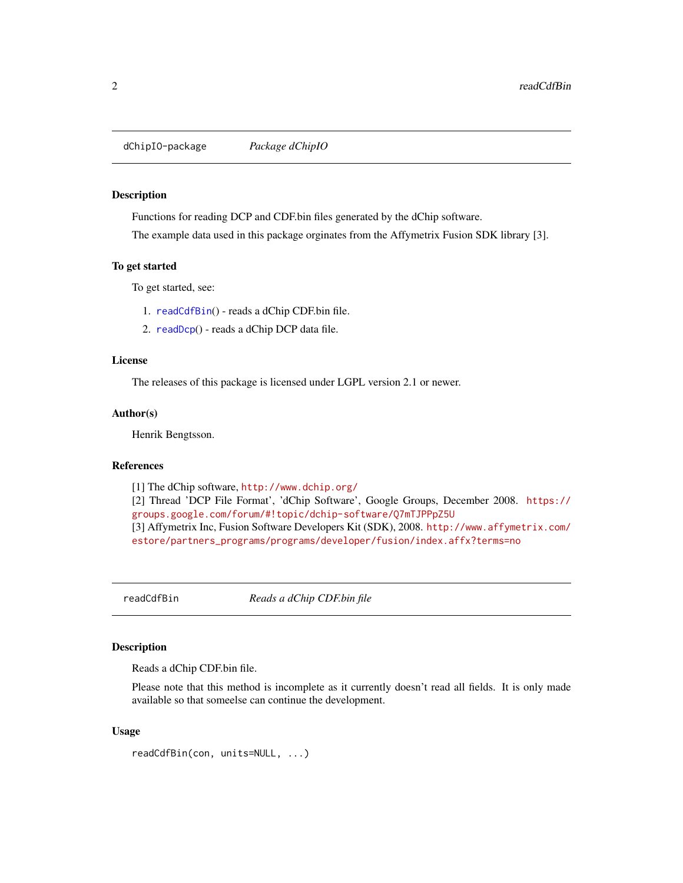## dChipIO-package — *Package dChipIO*

### Description

Functions for reading DCP and CDF.bin files generated by the dChip software.

The example data used in this package orginates from the Affymetrix Fusion SDK library [3].

### To get started

To get started, see:

1. readCdfBin() - reads a dChip CDF.bin file.
2. readDcp() - reads a dChip DCP data file.

### License

The releases of this package is licensed under LGPL version 2.1 or newer.

### Author(s)

Henrik Bengtsson.

### References

[1] The dChip software, http://www.dchip.org/
[2] Thread 'DCP File Format', 'dChip Software', Google Groups, December 2008. https://groups.google.com/forum/#!topic/dchip-software/Q7mTJPPpZ5U
[3] Affymetrix Inc, Fusion Software Developers Kit (SDK), 2008. http://www.affymetrix.com/estore/partners_programs/programs/developer/fusion/index.affx?terms=no

## readCdfBin — *Reads a dChip CDF.bin file*

### Description

Reads a dChip CDF.bin file.

Please note that this method is incomplete as it currently doesn't read all fields. It is only made available so that someelse can continue the development.

### Usage

```
readCdfBin(con, units=NULL, ...)
```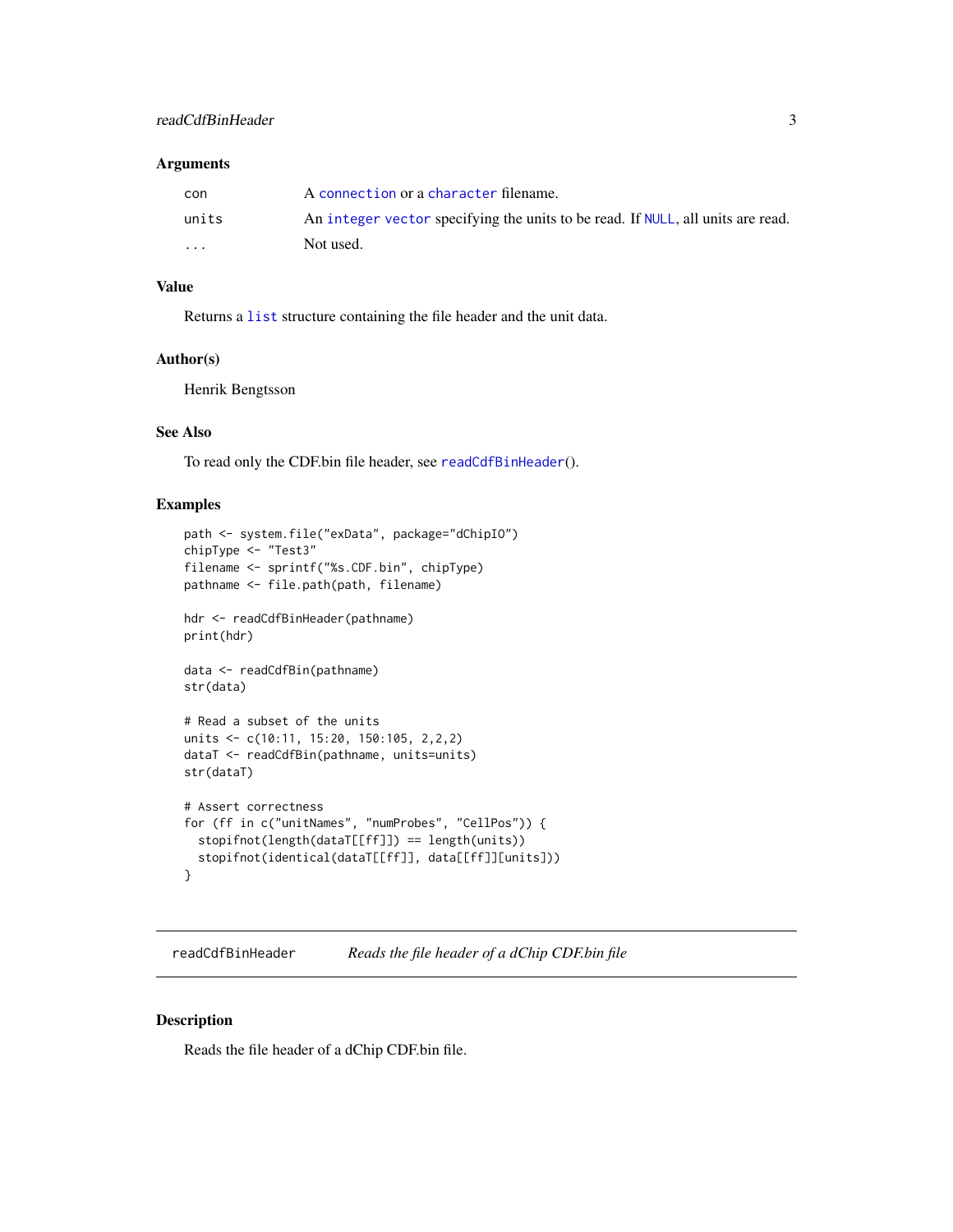### Arguments

| | |
|---|---|
| `con` | A `connection` or a `character` filename. |
| `units` | An `integer vector` specifying the units to be read. If `NULL`, all units are read. |
| `...` | Not used. |

### Value

Returns a `list` structure containing the file header and the unit data.

### Author(s)

Henrik Bengtsson

### See Also

To read only the CDF.bin file header, see `readCdfBinHeader`().

### Examples

```
path <- system.file("exData", package="dChipIO")
chipType <- "Test3"
filename <- sprintf("%s.CDF.bin", chipType)
pathname <- file.path(path, filename)

hdr <- readCdfBinHeader(pathname)
print(hdr)

data <- readCdfBin(pathname)
str(data)

# Read a subset of the units
units <- c(10:11, 15:20, 150:105, 2,2,2)
dataT <- readCdfBin(pathname, units=units)
str(dataT)

# Assert correctness
for (ff in c("unitNames", "numProbes", "CellPos")) {
  stopifnot(length(dataT[[ff]]) == length(units))
  stopifnot(identical(dataT[[ff]], data[[ff]][units]))
}
```

---

## `readCdfBinHeader` *Reads the file header of a dChip CDF.bin file*

---

### Description

Reads the file header of a dChip CDF.bin file.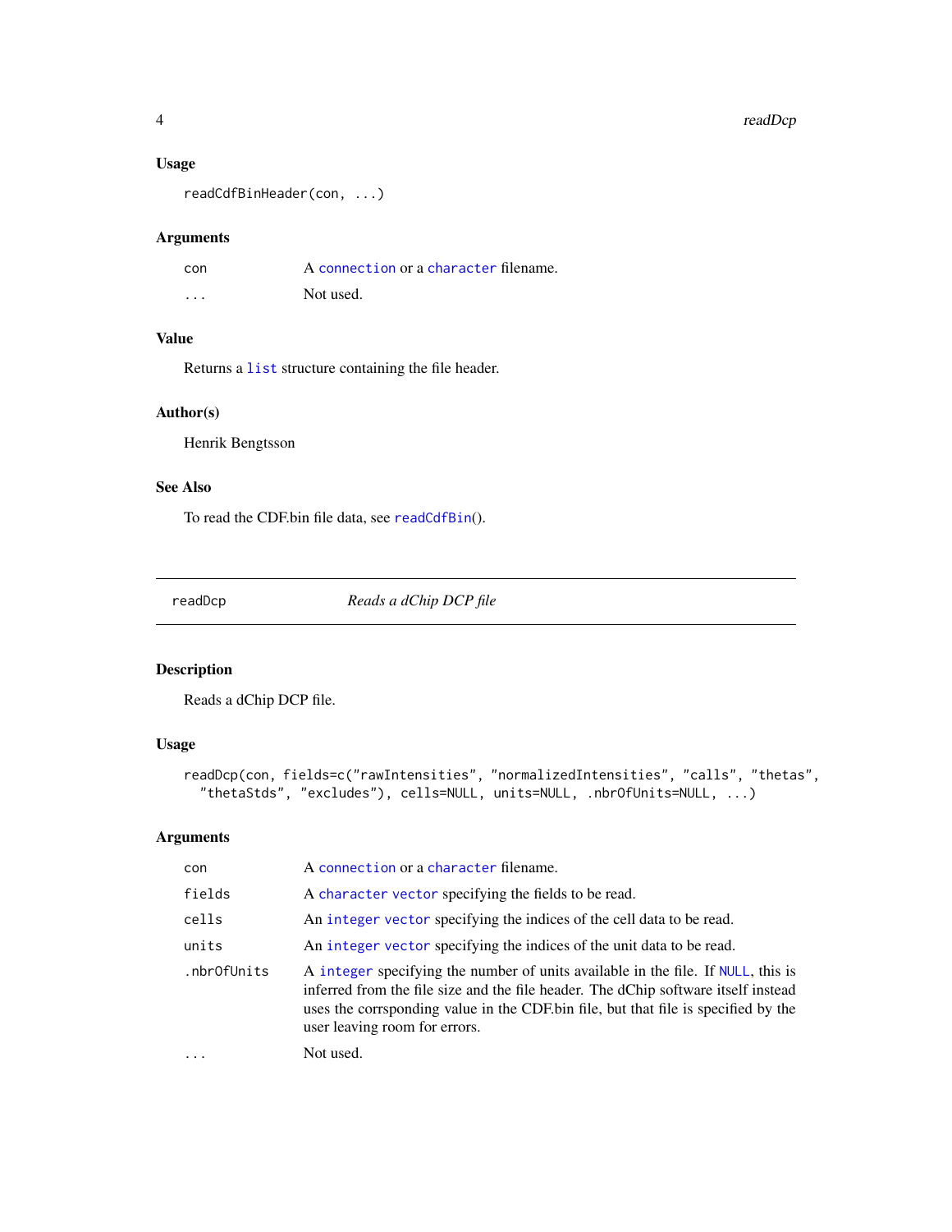## Usage

```
readCdfBinHeader(con, ...)
```

## Arguments

| | |
|---|---|
| con | A connection or a character filename. |
| ... | Not used. |

## Value

Returns a list structure containing the file header.

## Author(s)

Henrik Bengtsson

## See Also

To read the CDF.bin file data, see readCdfBin().

---

# readDcp — *Reads a dChip DCP file*

---

## Description

Reads a dChip DCP file.

## Usage

```
readDcp(con, fields=c("rawIntensities", "normalizedIntensities", "calls", "thetas",
  "thetaStds", "excludes"), cells=NULL, units=NULL, .nbrOfUnits=NULL, ...)
```

## Arguments

| | |
|---|---|
| con | A connection or a character filename. |
| fields | A character vector specifying the fields to be read. |
| cells | An integer vector specifying the indices of the cell data to be read. |
| units | An integer vector specifying the indices of the unit data to be read. |
| .nbrOfUnits | A integer specifying the number of units available in the file. If NULL, this is inferred from the file size and the file header. The dChip software itself instead uses the corrsponding value in the CDF.bin file, but that file is specified by the user leaving room for errors. |
| ... | Not used. |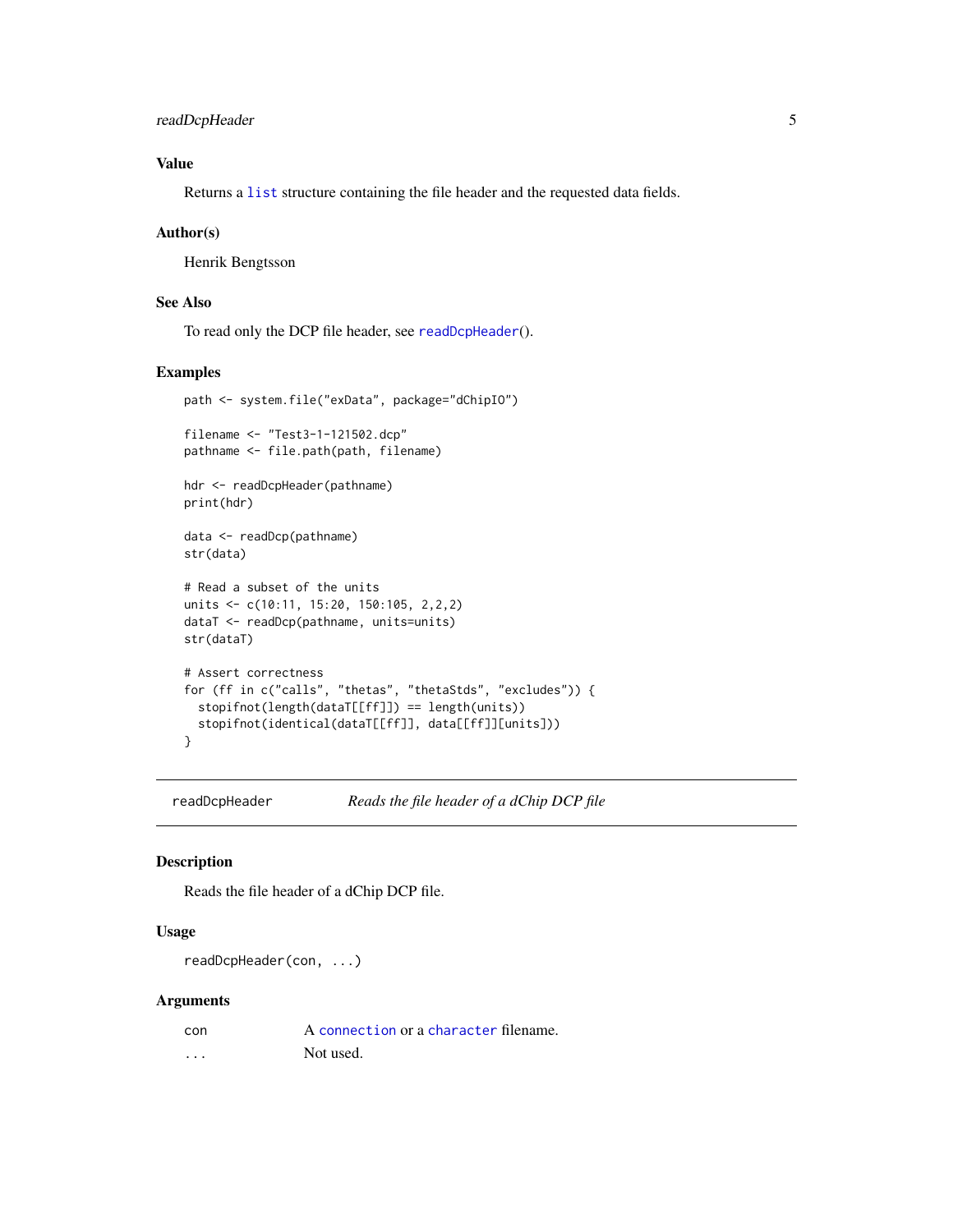## Value

Returns a `list` structure containing the file header and the requested data fields.

## Author(s)

Henrik Bengtsson

## See Also

To read only the DCP file header, see `readDcpHeader`().

## Examples

```
path <- system.file("exData", package="dChipIO")

filename <- "Test3-1-121502.dcp"
pathname <- file.path(path, filename)

hdr <- readDcpHeader(pathname)
print(hdr)

data <- readDcp(pathname)
str(data)

# Read a subset of the units
units <- c(10:11, 15:20, 150:105, 2,2,2)
dataT <- readDcp(pathname, units=units)
str(dataT)

# Assert correctness
for (ff in c("calls", "thetas", "thetaStds", "excludes")) {
  stopifnot(length(dataT[[ff]]) == length(units))
  stopifnot(identical(dataT[[ff]], data[[ff]][units]))
}
```

---

# readDcpHeader — *Reads the file header of a dChip DCP file*

## Description

Reads the file header of a dChip DCP file.

## Usage

```
readDcpHeader(con, ...)
```

## Arguments

| | |
|---|---|
| con | A `connection` or a `character` filename. |
| ... | Not used. |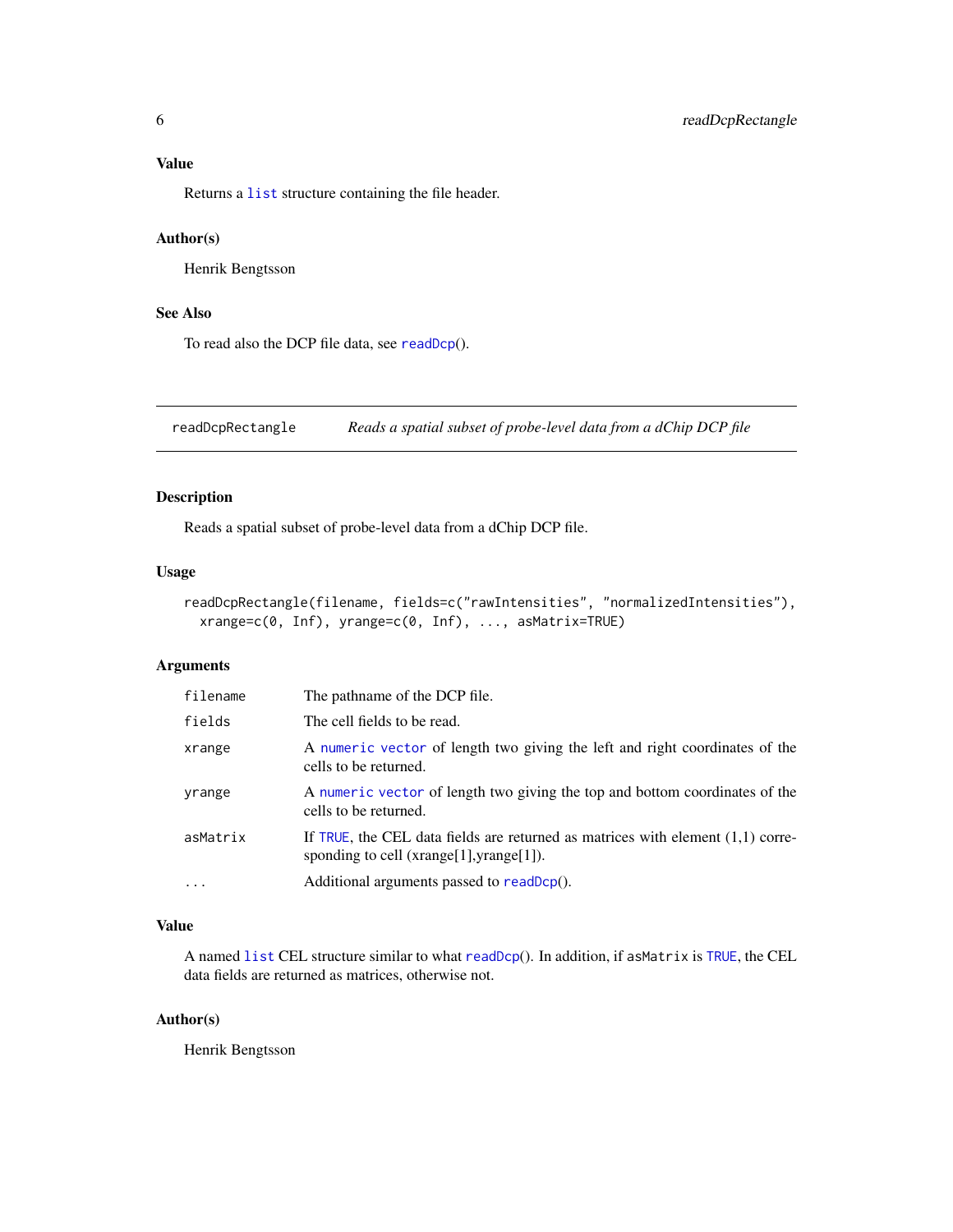### Value

Returns a list structure containing the file header.

### Author(s)

Henrik Bengtsson

### See Also

To read also the DCP file data, see readDcp().

---

## readDcpRectangle — *Reads a spatial subset of probe-level data from a dChip DCP file*

---

### Description

Reads a spatial subset of probe-level data from a dChip DCP file.

### Usage

```
readDcpRectangle(filename, fields=c("rawIntensities", "normalizedIntensities"),
  xrange=c(0, Inf), yrange=c(0, Inf), ..., asMatrix=TRUE)
```

### Arguments

| | |
|---|---|
| `filename` | The pathname of the DCP file. |
| `fields` | The cell fields to be read. |
| `xrange` | A numeric vector of length two giving the left and right coordinates of the cells to be returned. |
| `yrange` | A numeric vector of length two giving the top and bottom coordinates of the cells to be returned. |
| `asMatrix` | If TRUE, the CEL data fields are returned as matrices with element (1,1) corresponding to cell (xrange[1],yrange[1]). |
| `...` | Additional arguments passed to readDcp(). |

### Value

A named list CEL structure similar to what readDcp(). In addition, if `asMatrix` is TRUE, the CEL data fields are returned as matrices, otherwise not.

### Author(s)

Henrik Bengtsson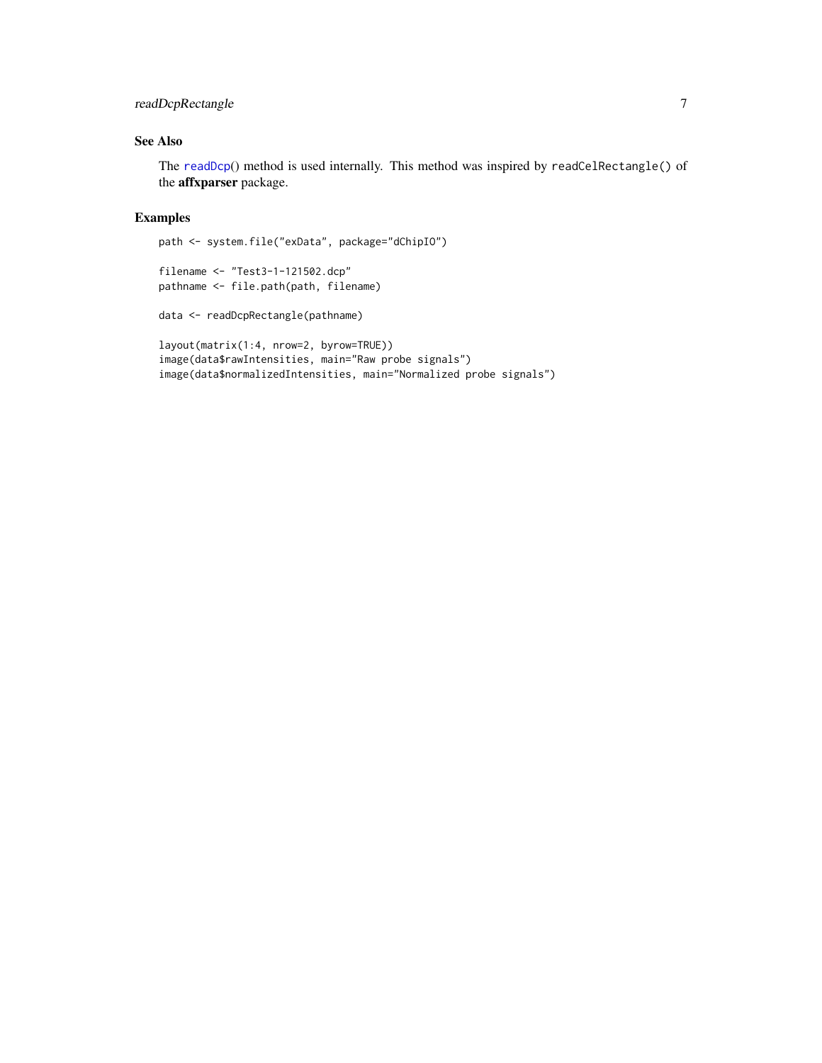## See Also

The readDcp() method is used internally. This method was inspired by `readCelRectangle()` of the **affxparser** package.

## Examples

```
path <- system.file("exData", package="dChipIO")

filename <- "Test3-1-121502.dcp"
pathname <- file.path(path, filename)

data <- readDcpRectangle(pathname)

layout(matrix(1:4, nrow=2, byrow=TRUE))
image(data$rawIntensities, main="Raw probe signals")
image(data$normalizedIntensities, main="Normalized probe signals")
```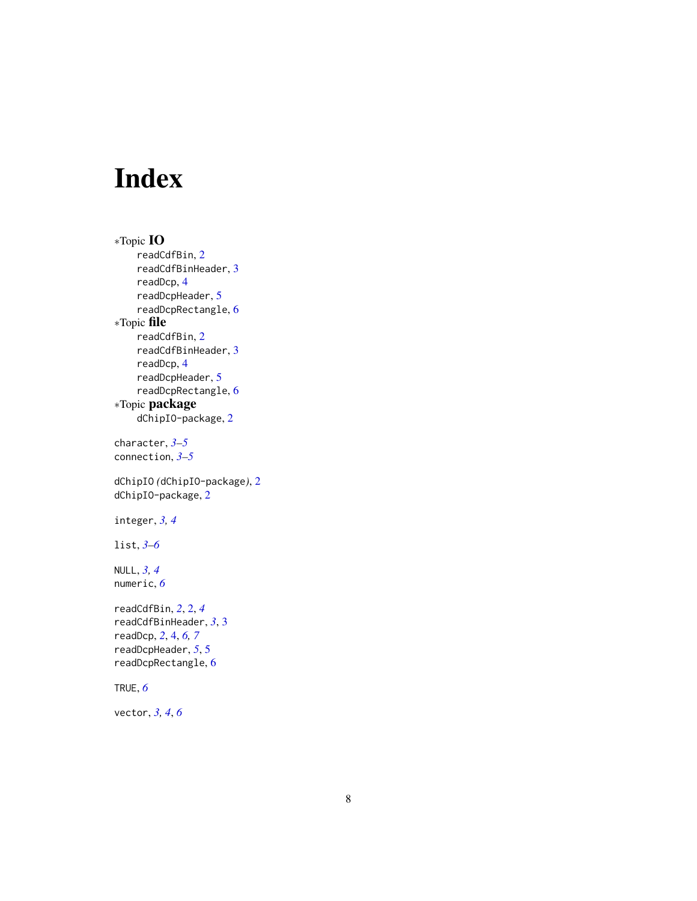# Index

∗Topic **IO**
- readCdfBin, 2
- readCdfBinHeader, 3
- readDcp, 4
- readDcpHeader, 5
- readDcpRectangle, 6

∗Topic **file**
- readCdfBin, 2
- readCdfBinHeader, 3
- readDcp, 4
- readDcpHeader, 5
- readDcpRectangle, 6

∗Topic **package**
- dChipIO-package, 2

character, *3–5*
connection, *3–5*

dChipIO (dChipIO-package), 2
dChipIO-package, 2

integer, *3, 4*

list, *3–6*

NULL, *3, 4*
numeric, *6*

readCdfBin, *2*, 2, *4*
readCdfBinHeader, *3*, 3
readDcp, *2*, 4, *6, 7*
readDcpHeader, *5*, 5
readDcpRectangle, 6

TRUE, *6*

vector, *3, 4*, *6*